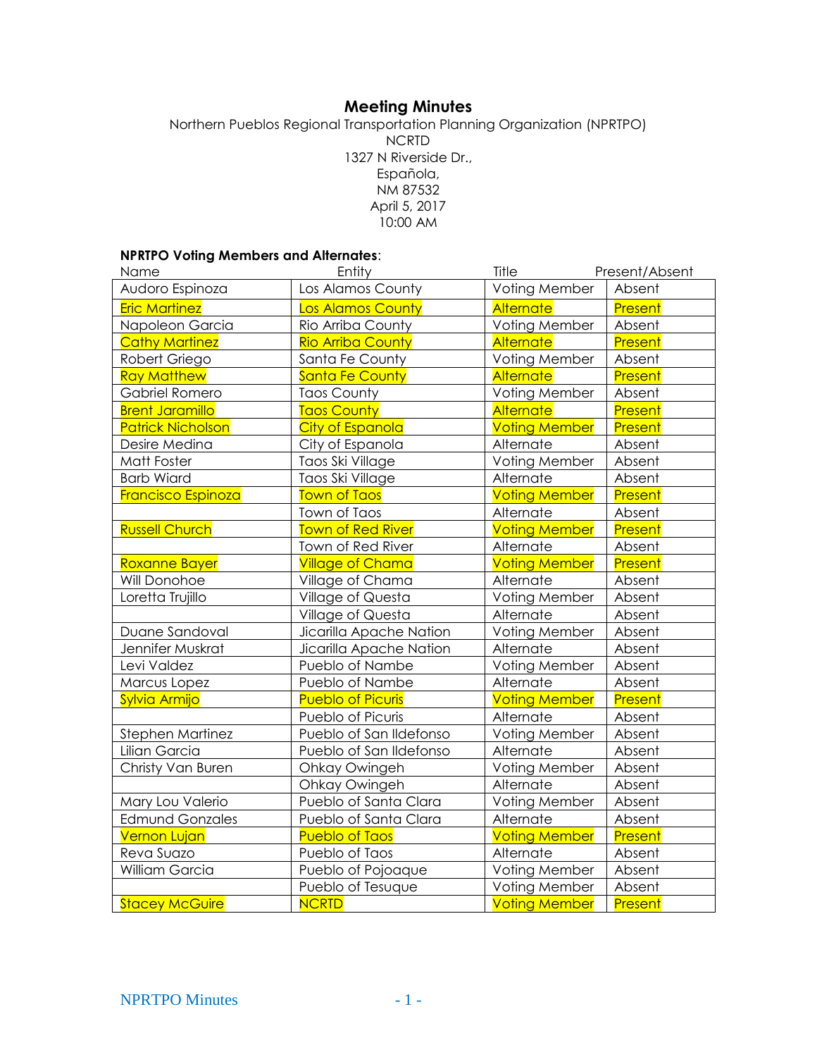# Meeting Minutes

Northern Pueblos Regional Transportation Planning Organization (NPRTPO)
NCRTD
1327 N Riverside Dr.,
Española,
NM 87532
April 5, 2017
10:00 AM

**NPRTPO Voting Members and Alternates**:

| Name | Entity | Title | Present/Absent |
|---|---|---|---|
| Audoro Espinoza | Los Alamos County | Voting Member | Absent |
| Eric Martinez | Los Alamos County | Alternate | Present |
| Napoleon Garcia | Rio Arriba County | Voting Member | Absent |
| Cathy Martinez | Rio Arriba County | Alternate | Present |
| Robert Griego | Santa Fe County | Voting Member | Absent |
| Ray Matthew | Santa Fe County | Alternate | Present |
| Gabriel Romero | Taos County | Voting Member | Absent |
| Brent Jaramillo | Taos County | Alternate | Present |
| Patrick Nicholson | City of Espanola | Voting Member | Present |
| Desire Medina | City of Espanola | Alternate | Absent |
| Matt Foster | Taos Ski Village | Voting Member | Absent |
| Barb Wiard | Taos Ski Village | Alternate | Absent |
| Francisco Espinoza | Town of Taos | Voting Member | Present |
| | Town of Taos | Alternate | Absent |
| Russell Church | Town of Red River | Voting Member | Present |
| | Town of Red River | Alternate | Absent |
| Roxanne Bayer | Village of Chama | Voting Member | Present |
| Will Donohoe | Village of Chama | Alternate | Absent |
| Loretta Trujillo | Village of Questa | Voting Member | Absent |
| | Village of Questa | Alternate | Absent |
| Duane Sandoval | Jicarilla Apache Nation | Voting Member | Absent |
| Jennifer Muskrat | Jicarilla Apache Nation | Alternate | Absent |
| Levi Valdez | Pueblo of Nambe | Voting Member | Absent |
| Marcus Lopez | Pueblo of Nambe | Alternate | Absent |
| Sylvia Armijo | Pueblo of Picuris | Voting Member | Present |
| | Pueblo of Picuris | Alternate | Absent |
| Stephen Martinez | Pueblo of San Ildefonso | Voting Member | Absent |
| Lilian Garcia | Pueblo of San Ildefonso | Alternate | Absent |
| Christy Van Buren | Ohkay Owingeh | Voting Member | Absent |
| | Ohkay Owingeh | Alternate | Absent |
| Mary Lou Valerio | Pueblo of Santa Clara | Voting Member | Absent |
| Edmund Gonzales | Pueblo of Santa Clara | Alternate | Absent |
| Vernon Lujan | Pueblo of Taos | Voting Member | Present |
| Reva Suazo | Pueblo of Taos | Alternate | Absent |
| William Garcia | Pueblo of Pojoaque | Voting Member | Absent |
| | Pueblo of Tesuque | Voting Member | Absent |
| Stacey McGuire | NCRTD | Voting Member | Present |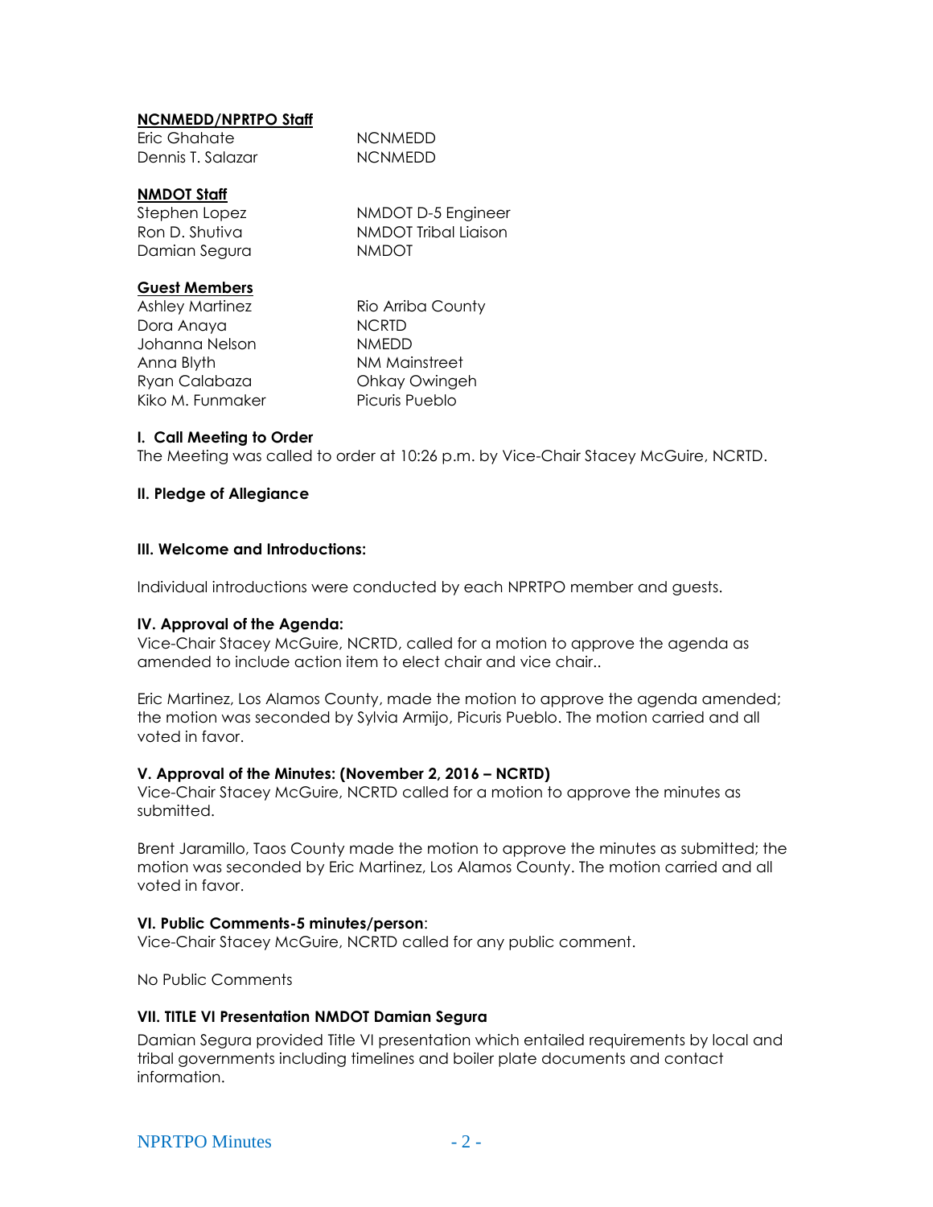**NCNMEDD/NPRTPO Staff**

| | |
|---|---|
| Eric Ghahate | NCNMEDD |
| Dennis T. Salazar | NCNMEDD |

**NMDOT Staff**

| | |
|---|---|
| Stephen Lopez | NMDOT D-5 Engineer |
| Ron D. Shutiva | NMDOT Tribal Liaison |
| Damian Segura | NMDOT |

**Guest Members**

| | |
|---|---|
| Ashley Martinez | Rio Arriba County |
| Dora Anaya | NCRTD |
| Johanna Nelson | NMEDD |
| Anna Blyth | NM Mainstreet |
| Ryan Calabaza | Ohkay Owingeh |
| Kiko M. Funmaker | Picuris Pueblo |

**I. Call Meeting to Order**

The Meeting was called to order at 10:26 p.m. by Vice-Chair Stacey McGuire, NCRTD.

**II. Pledge of Allegiance**

**III. Welcome and Introductions:**

Individual introductions were conducted by each NPRTPO member and guests.

**IV. Approval of the Agenda:**

Vice-Chair Stacey McGuire, NCRTD, called for a motion to approve the agenda as amended to include action item to elect chair and vice chair..

Eric Martinez, Los Alamos County, made the motion to approve the agenda amended; the motion was seconded by Sylvia Armijo, Picuris Pueblo. The motion carried and all voted in favor.

**V. Approval of the Minutes: (November 2, 2016 – NCRTD)**

Vice-Chair Stacey McGuire, NCRTD called for a motion to approve the minutes as submitted.

Brent Jaramillo, Taos County made the motion to approve the minutes as submitted; the motion was seconded by Eric Martinez, Los Alamos County. The motion carried and all voted in favor.

**VI. Public Comments-5 minutes/person**:

Vice-Chair Stacey McGuire, NCRTD called for any public comment.

No Public Comments

**VII. TITLE VI Presentation NMDOT Damian Segura**

Damian Segura provided Title VI presentation which entailed requirements by local and tribal governments including timelines and boiler plate documents and contact information.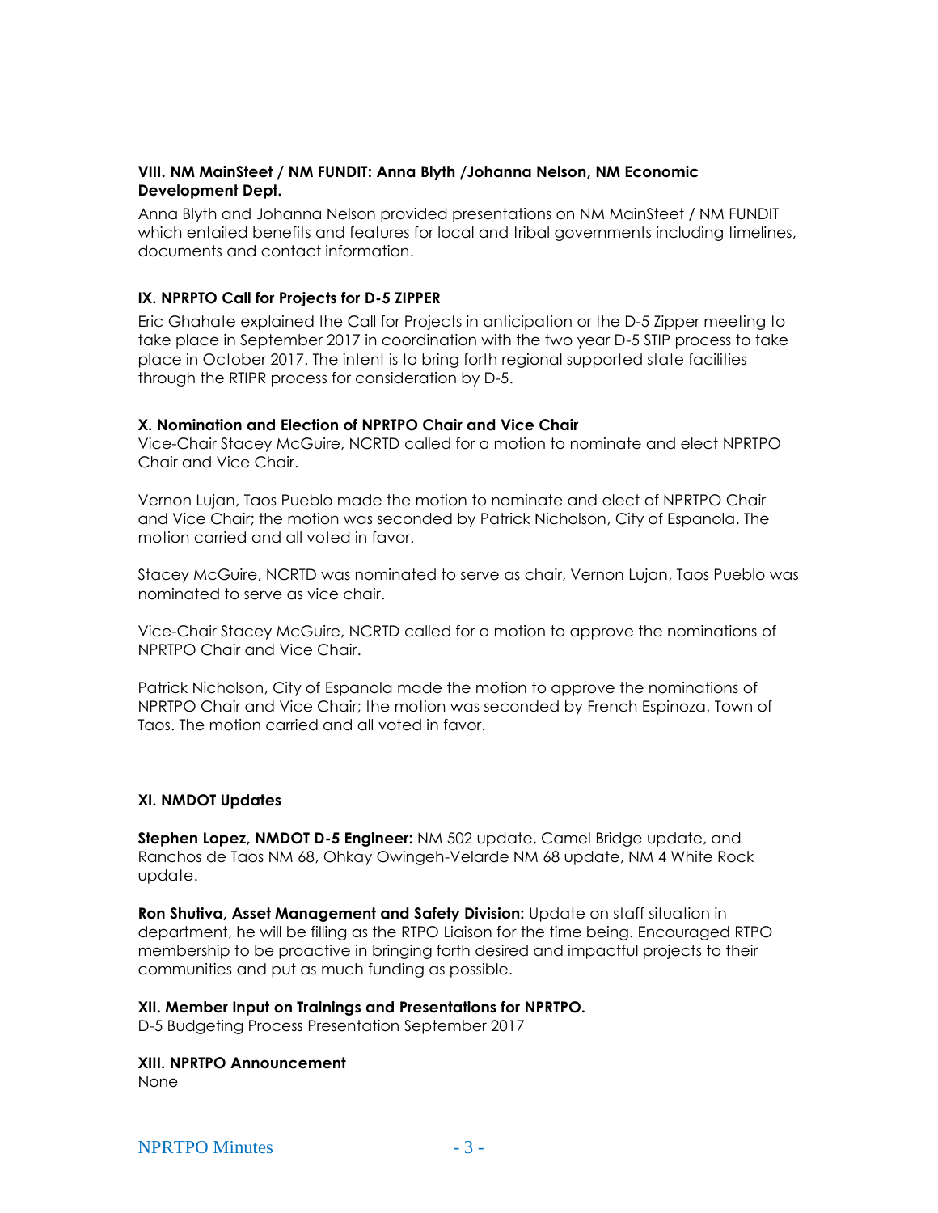**VIII. NM MainSteet / NM FUNDIT: Anna Blyth /Johanna Nelson, NM Economic Development Dept.**

Anna Blyth and Johanna Nelson provided presentations on NM MainSteet / NM FUNDIT which entailed benefits and features for local and tribal governments including timelines, documents and contact information.

**IX. NPRPTO Call for Projects for D-5 ZIPPER**

Eric Ghahate explained the Call for Projects in anticipation or the D-5 Zipper meeting to take place in September 2017 in coordination with the two year D-5 STIP process to take place in October 2017. The intent is to bring forth regional supported state facilities through the RTIPR process for consideration by D-5.

**X. Nomination and Election of NPRTPO Chair and Vice Chair**

Vice-Chair Stacey McGuire, NCRTD called for a motion to nominate and elect NPRTPO Chair and Vice Chair.

Vernon Lujan, Taos Pueblo made the motion to nominate and elect of NPRTPO Chair and Vice Chair; the motion was seconded by Patrick Nicholson, City of Espanola. The motion carried and all voted in favor.

Stacey McGuire, NCRTD was nominated to serve as chair, Vernon Lujan, Taos Pueblo was nominated to serve as vice chair.

Vice-Chair Stacey McGuire, NCRTD called for a motion to approve the nominations of NPRTPO Chair and Vice Chair.

Patrick Nicholson, City of Espanola made the motion to approve the nominations of NPRTPO Chair and Vice Chair; the motion was seconded by French Espinoza, Town of Taos. The motion carried and all voted in favor.

**XI. NMDOT Updates**

**Stephen Lopez, NMDOT D-5 Engineer:** NM 502 update, Camel Bridge update, and Ranchos de Taos NM 68, Ohkay Owingeh-Velarde NM 68 update, NM 4 White Rock update.

**Ron Shutiva, Asset Management and Safety Division:** Update on staff situation in department, he will be filling as the RTPO Liaison for the time being. Encouraged RTPO membership to be proactive in bringing forth desired and impactful projects to their communities and put as much funding as possible.

**XII. Member Input on Trainings and Presentations for NPRTPO.**

D-5 Budgeting Process Presentation September 2017

**XIII. NPRTPO Announcement**

None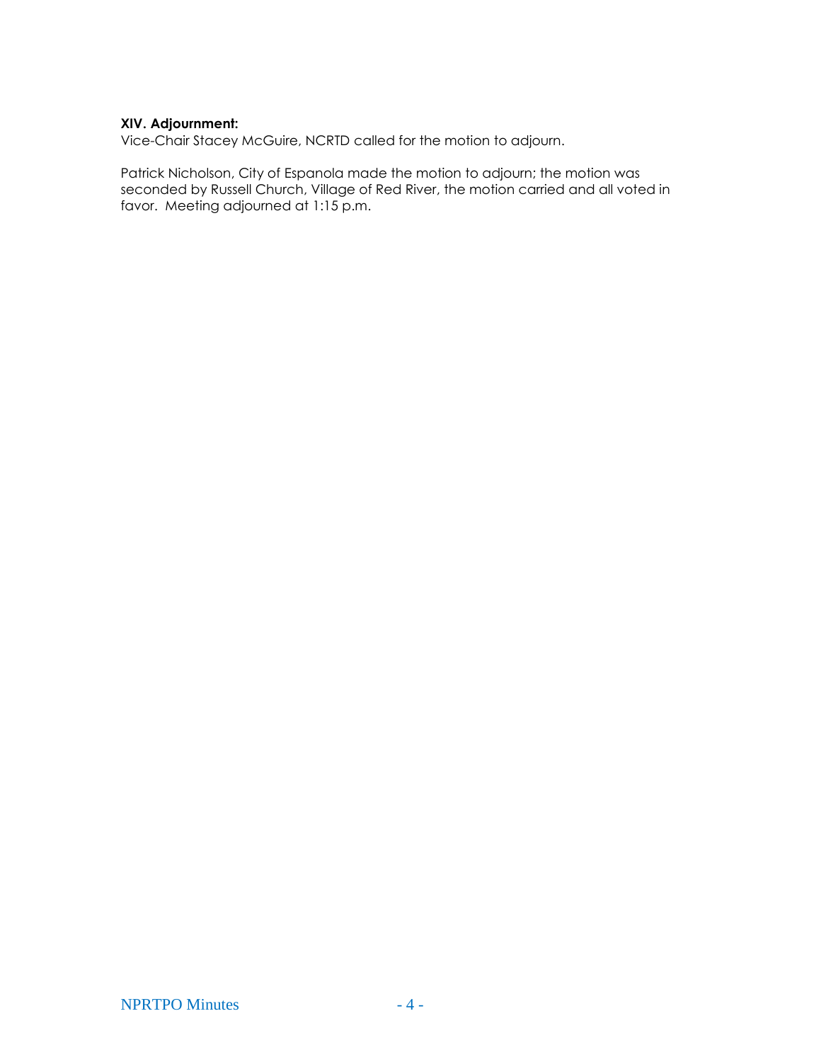**XIV. Adjournment:**
Vice-Chair Stacey McGuire, NCRTD called for the motion to adjourn.

Patrick Nicholson, City of Espanola made the motion to adjourn; the motion was seconded by Russell Church, Village of Red River, the motion carried and all voted in favor. Meeting adjourned at 1:15 p.m.